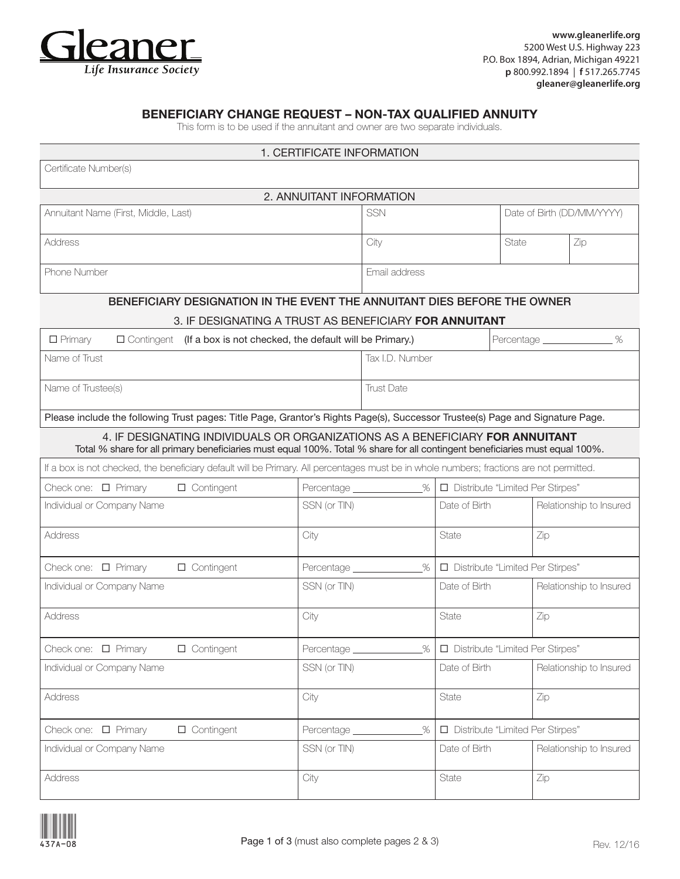Gleaner
Life Insurance Society

**www.gleanerlife.org**
5200 West U.S. Highway 223
P.O. Box 1894, Adrian, Michigan 49221
**p** 800.992.1894 | **f** 517.265.7745
**gleaner@gleanerlife.org**

## BENEFICIARY CHANGE REQUEST – NON-TAX QUALIFIED ANNUITY

This form is to be used if the annuitant and owner are two separate individuals.

### 1. CERTIFICATE INFORMATION

| Certificate Number(s) |
|---|
| |

### 2. ANNUITANT INFORMATION

| Annuitant Name (First, Middle, Last) | SSN | Date of Birth (DD/MM/YYYY) | |
|---|---|---|---|
| Address | City | State | Zip |
| Phone Number | Email address | | |

### BENEFICIARY DESIGNATION IN THE EVENT THE ANNUITANT DIES BEFORE THE OWNER

### 3. IF DESIGNATING A TRUST AS BENEFICIARY **FOR ANNUITANT**

| ☐ Primary ☐ Contingent **(If a box is not checked, the default will be Primary.)** | Percentage _____________ % |
|---|---|
| Name of Trust | Tax I.D. Number |
| Name of Trustee(s) | Trust Date |

**Please include the following Trust pages: Title Page, Grantor's Rights Page(s), Successor Trustee(s) Page and Signature Page.**

### 4. IF DESIGNATING INDIVIDUALS OR ORGANIZATIONS AS A BENEFICIARY **FOR ANNUITANT**

Total % share for all primary beneficiaries must equal 100%. Total % share for all contingent beneficiaries must equal 100%.

If a box is not checked, the beneficiary default will be Primary. All percentages must be in whole numbers; fractions are not permitted.

| Check one: ☐ Primary ☐ Contingent | Percentage _____________% | ☐ Distribute "Limited Per Stirpes" | |
|---|---|---|---|
| Individual or Company Name | SSN (or TIN) | Date of Birth | Relationship to Insured |
| Address | City | State | Zip |
| Check one: ☐ Primary ☐ Contingent | Percentage _____________% | ☐ Distribute "Limited Per Stirpes" | |
| Individual or Company Name | SSN (or TIN) | Date of Birth | Relationship to Insured |
| Address | City | State | Zip |
| Check one: ☐ Primary ☐ Contingent | Percentage _____________% | ☐ Distribute "Limited Per Stirpes" | |
| Individual or Company Name | SSN (or TIN) | Date of Birth | Relationship to Insured |
| Address | City | State | Zip |
| Check one: ☐ Primary ☐ Contingent | Percentage _____________% | ☐ Distribute "Limited Per Stirpes" | |
| Individual or Company Name | SSN (or TIN) | Date of Birth | Relationship to Insured |
| Address | City | State | Zip |

437A-08

(must also complete pages 2 & 3)

Rev. 12/16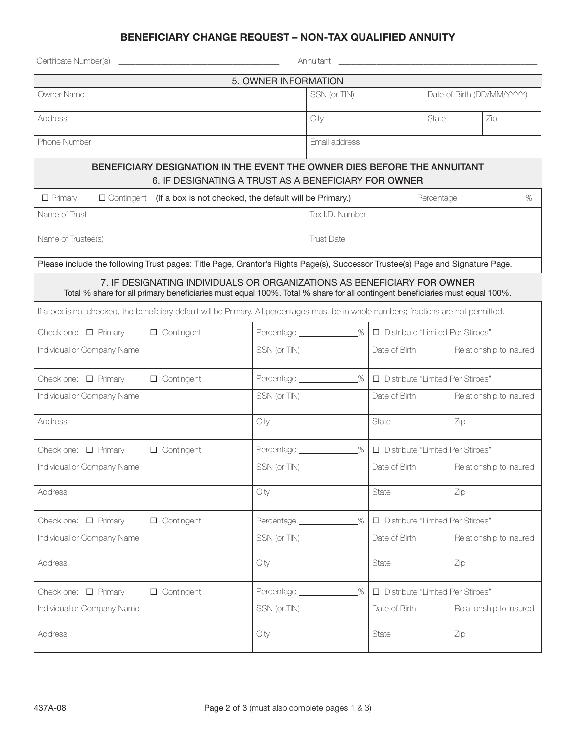## BENEFICIARY CHANGE REQUEST – NON-TAX QUALIFIED ANNUITY

Certificate Number(s) ____________________________________ Annuitant ____________________________________________

### 5. OWNER INFORMATION

| Owner Name | SSN (or TIN) | Date of Birth (DD/MM/YYYY) | |
|---|---|---|---|
| Address | City | State | Zip |
| Phone Number | Email address | | |

### BENEFICIARY DESIGNATION IN THE EVENT THE OWNER DIES BEFORE THE ANNUITANT

### 6. IF DESIGNATING A TRUST AS A BENEFICIARY FOR OWNER

| ☐ Primary ☐ Contingent (If a box is not checked, the default will be Primary.) | Percentage ______________ % |
|---|---|
| Name of Trust | Tax I.D. Number |
| Name of Trustee(s) | Trust Date |

Please include the following Trust pages: Title Page, Grantor's Rights Page(s), Successor Trustee(s) Page and Signature Page.

### 7. IF DESIGNATING INDIVIDUALS OR ORGANIZATIONS AS BENEFICIARY FOR OWNER

Total % share for all primary beneficiaries must equal 100%. Total % share for all contingent beneficiaries must equal 100%.

If a box is not checked, the beneficiary default will be Primary. All percentages must be in whole numbers; fractions are not permitted.

| Check one: ☐ Primary ☐ Contingent | Percentage _____________% | ☐ Distribute "Limited Per Stirpes" | |
|---|---|---|---|
| Individual or Company Name | SSN (or TIN) | Date of Birth | Relationship to Insured |

| Check one: ☐ Primary ☐ Contingent | Percentage _____________% | ☐ Distribute "Limited Per Stirpes" | |
|---|---|---|---|
| Individual or Company Name | SSN (or TIN) | Date of Birth | Relationship to Insured |
| Address | City | State | Zip |

| Check one: ☐ Primary ☐ Contingent | Percentage _____________% | ☐ Distribute "Limited Per Stirpes" | |
|---|---|---|---|
| Individual or Company Name | SSN (or TIN) | Date of Birth | Relationship to Insured |
| Address | City | State | Zip |

| Check one: ☐ Primary ☐ Contingent | Percentage _____________% | ☐ Distribute "Limited Per Stirpes" | |
|---|---|---|---|
| Individual or Company Name | SSN (or TIN) | Date of Birth | Relationship to Insured |
| Address | City | State | Zip |

| Check one: ☐ Primary ☐ Contingent | Percentage _____________% | ☐ Distribute "Limited Per Stirpes" | |
|---|---|---|---|
| Individual or Company Name | SSN (or TIN) | Date of Birth | Relationship to Insured |
| Address | City | State | Zip |

437A-08

(must also complete pages 1 & 3)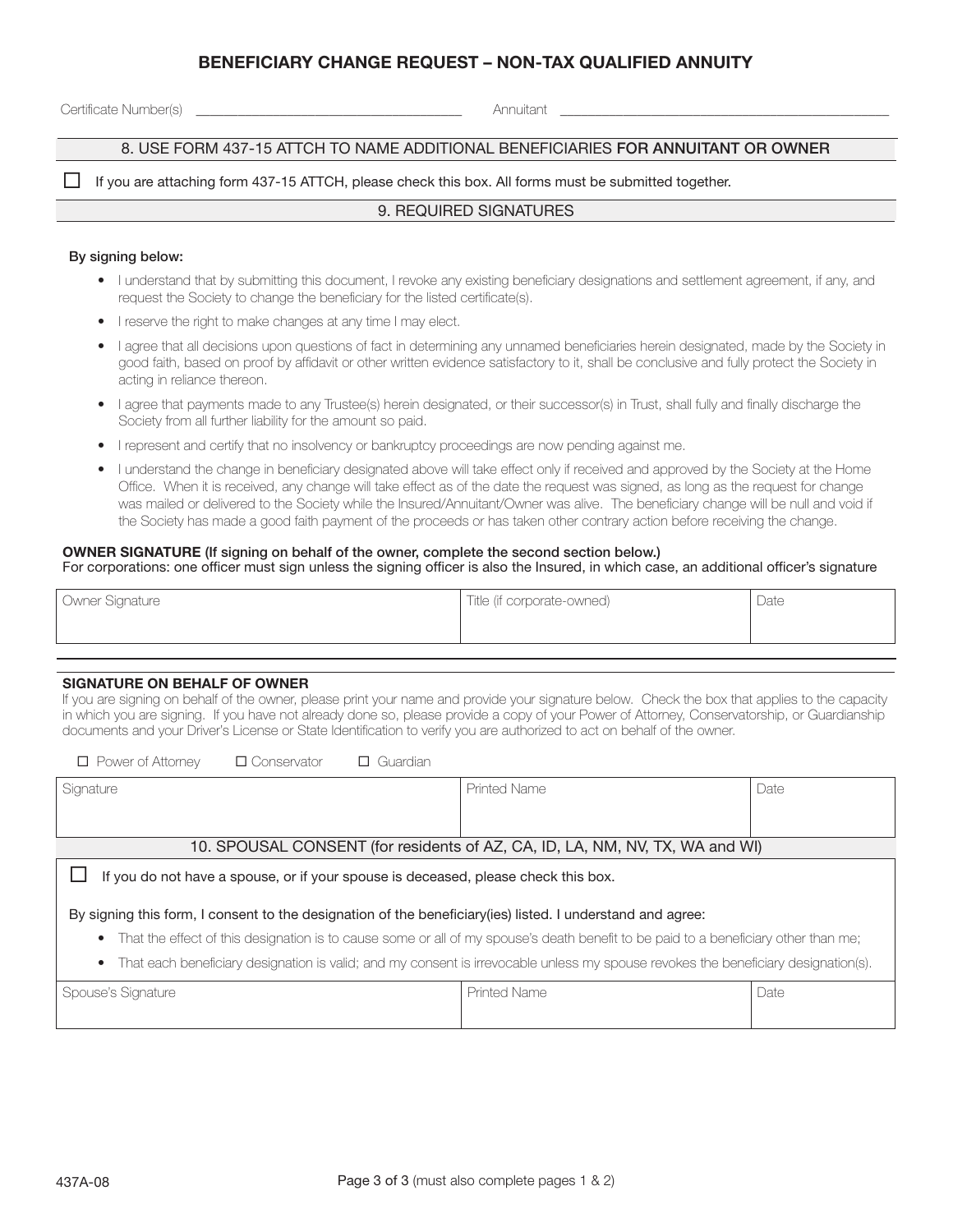## BENEFICIARY CHANGE REQUEST – NON-TAX QUALIFIED ANNUITY

Certificate Number(s) ______________________________ Annuitant ______________________________________

### 8. USE FORM 437-15 ATTCH TO NAME ADDITIONAL BENEFICIARIES **FOR ANNUITANT OR OWNER**

☐ If you are attaching form 437-15 ATTCH, please check this box. All forms must be submitted together.

### 9. REQUIRED SIGNATURES

**By signing below:**

- I understand that by submitting this document, I revoke any existing beneficiary designations and settlement agreement, if any, and request the Society to change the beneficiary for the listed certificate(s).
- I reserve the right to make changes at any time I may elect.
- I agree that all decisions upon questions of fact in determining any unnamed beneficiaries herein designated, made by the Society in good faith, based on proof by affidavit or other written evidence satisfactory to it, shall be conclusive and fully protect the Society in acting in reliance thereon.
- I agree that payments made to any Trustee(s) herein designated, or their successor(s) in Trust, shall fully and finally discharge the Society from all further liability for the amount so paid.
- I represent and certify that no insolvency or bankruptcy proceedings are now pending against me.
- I understand the change in beneficiary designated above will take effect only if received and approved by the Society at the Home Office. When it is received, any change will take effect as of the date the request was signed, as long as the request for change was mailed or delivered to the Society while the Insured/Annuitant/Owner was alive. The beneficiary change will be null and void if the Society has made a good faith payment of the proceeds or has taken other contrary action before receiving the change.

**OWNER SIGNATURE** (If signing on behalf of the owner, complete the second section below.)
For corporations: one officer must sign unless the signing officer is also the Insured, in which case, an additional officer's signature

| Owner Signature | Title (if corporate-owned) | Date |
|---|---|---|
| | | |

**SIGNATURE ON BEHALF OF OWNER**
If you are signing on behalf of the owner, please print your name and provide your signature below. Check the box that applies to the capacity in which you are signing. If you have not already done so, please provide a copy of your Power of Attorney, Conservatorship, or Guardianship documents and your Driver's License or State Identification to verify you are authorized to act on behalf of the owner.

☐ Power of Attorney ☐ Conservator ☐ Guardian

| Signature | Printed Name | Date |
|---|---|---|
| | | |

### 10. SPOUSAL CONSENT (for residents of AZ, CA, ID, LA, NM, NV, TX, WA and WI)

☐ If you do not have a spouse, or if your spouse is deceased, please check this box.

By signing this form, I consent to the designation of the beneficiary(ies) listed. I understand and agree:

- That the effect of this designation is to cause some or all of my spouse's death benefit to be paid to a beneficiary other than me;
- That each beneficiary designation is valid; and my consent is irrevocable unless my spouse revokes the beneficiary designation(s).

| Spouse's Signature | Printed Name | Date |
|---|---|---|
| | | |

437A-08 (must also complete pages 1 & 2)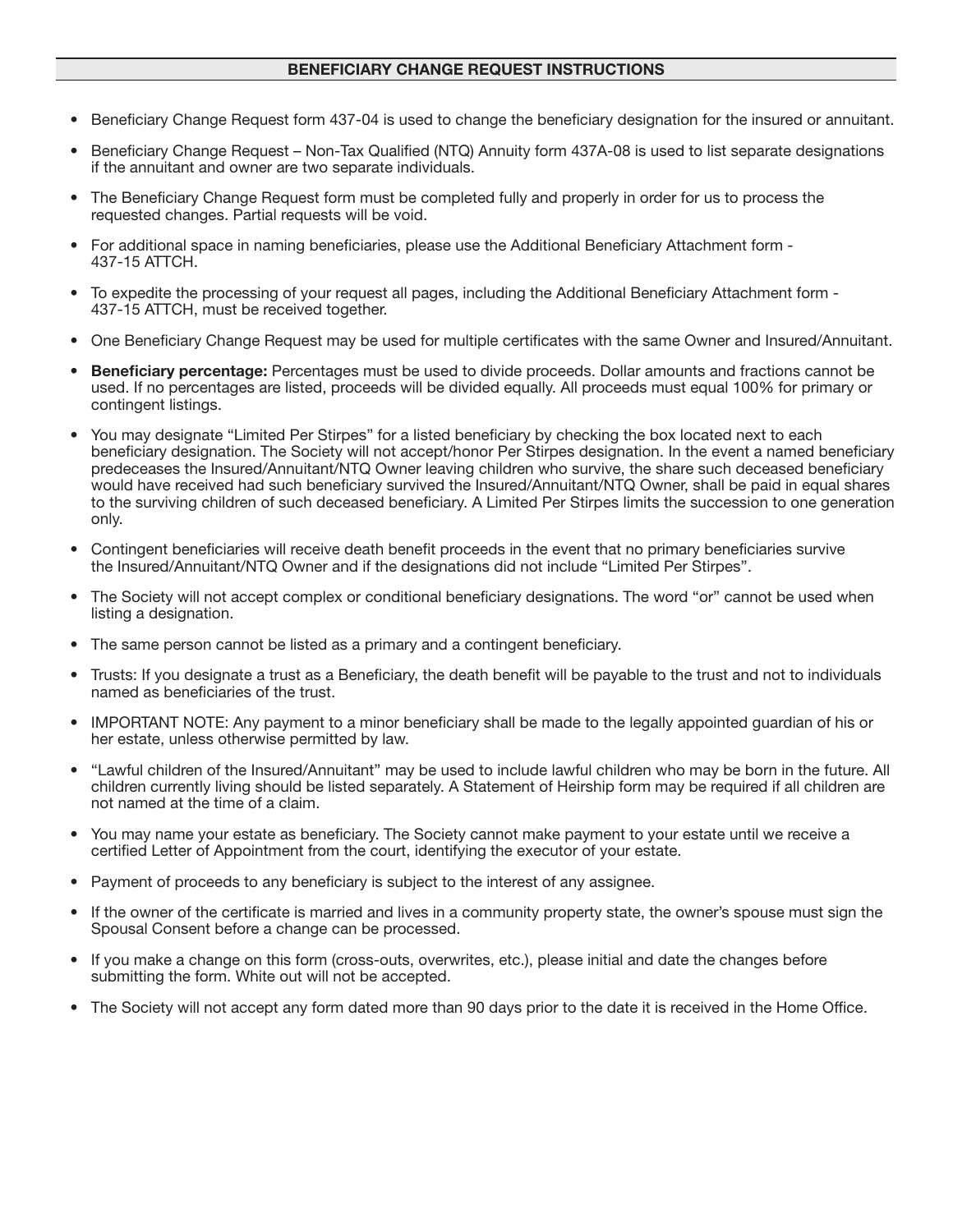## BENEFICIARY CHANGE REQUEST INSTRUCTIONS

- Beneficiary Change Request form 437-04 is used to change the beneficiary designation for the insured or annuitant.
- Beneficiary Change Request – Non-Tax Qualified (NTQ) Annuity form 437A-08 is used to list separate designations if the annuitant and owner are two separate individuals.
- The Beneficiary Change Request form must be completed fully and properly in order for us to process the requested changes. Partial requests will be void.
- For additional space in naming beneficiaries, please use the Additional Beneficiary Attachment form - 437-15 ATTCH.
- To expedite the processing of your request all pages, including the Additional Beneficiary Attachment form - 437-15 ATTCH, must be received together.
- One Beneficiary Change Request may be used for multiple certificates with the same Owner and Insured/Annuitant.
- **Beneficiary percentage:** Percentages must be used to divide proceeds. Dollar amounts and fractions cannot be used. If no percentages are listed, proceeds will be divided equally. All proceeds must equal 100% for primary or contingent listings.
- You may designate "Limited Per Stirpes" for a listed beneficiary by checking the box located next to each beneficiary designation. The Society will not accept/honor Per Stirpes designation. In the event a named beneficiary predeceases the Insured/Annuitant/NTQ Owner leaving children who survive, the share such deceased beneficiary would have received had such beneficiary survived the Insured/Annuitant/NTQ Owner, shall be paid in equal shares to the surviving children of such deceased beneficiary. A Limited Per Stirpes limits the succession to one generation only.
- Contingent beneficiaries will receive death benefit proceeds in the event that no primary beneficiaries survive the Insured/Annuitant/NTQ Owner and if the designations did not include "Limited Per Stirpes".
- The Society will not accept complex or conditional beneficiary designations. The word "or" cannot be used when listing a designation.
- The same person cannot be listed as a primary and a contingent beneficiary.
- Trusts: If you designate a trust as a Beneficiary, the death benefit will be payable to the trust and not to individuals named as beneficiaries of the trust.
- IMPORTANT NOTE: Any payment to a minor beneficiary shall be made to the legally appointed guardian of his or her estate, unless otherwise permitted by law.
- "Lawful children of the Insured/Annuitant" may be used to include lawful children who may be born in the future. All children currently living should be listed separately. A Statement of Heirship form may be required if all children are not named at the time of a claim.
- You may name your estate as beneficiary. The Society cannot make payment to your estate until we receive a certified Letter of Appointment from the court, identifying the executor of your estate.
- Payment of proceeds to any beneficiary is subject to the interest of any assignee.
- If the owner of the certificate is married and lives in a community property state, the owner's spouse must sign the Spousal Consent before a change can be processed.
- If you make a change on this form (cross-outs, overwrites, etc.), please initial and date the changes before submitting the form. White out will not be accepted.
- The Society will not accept any form dated more than 90 days prior to the date it is received in the Home Office.